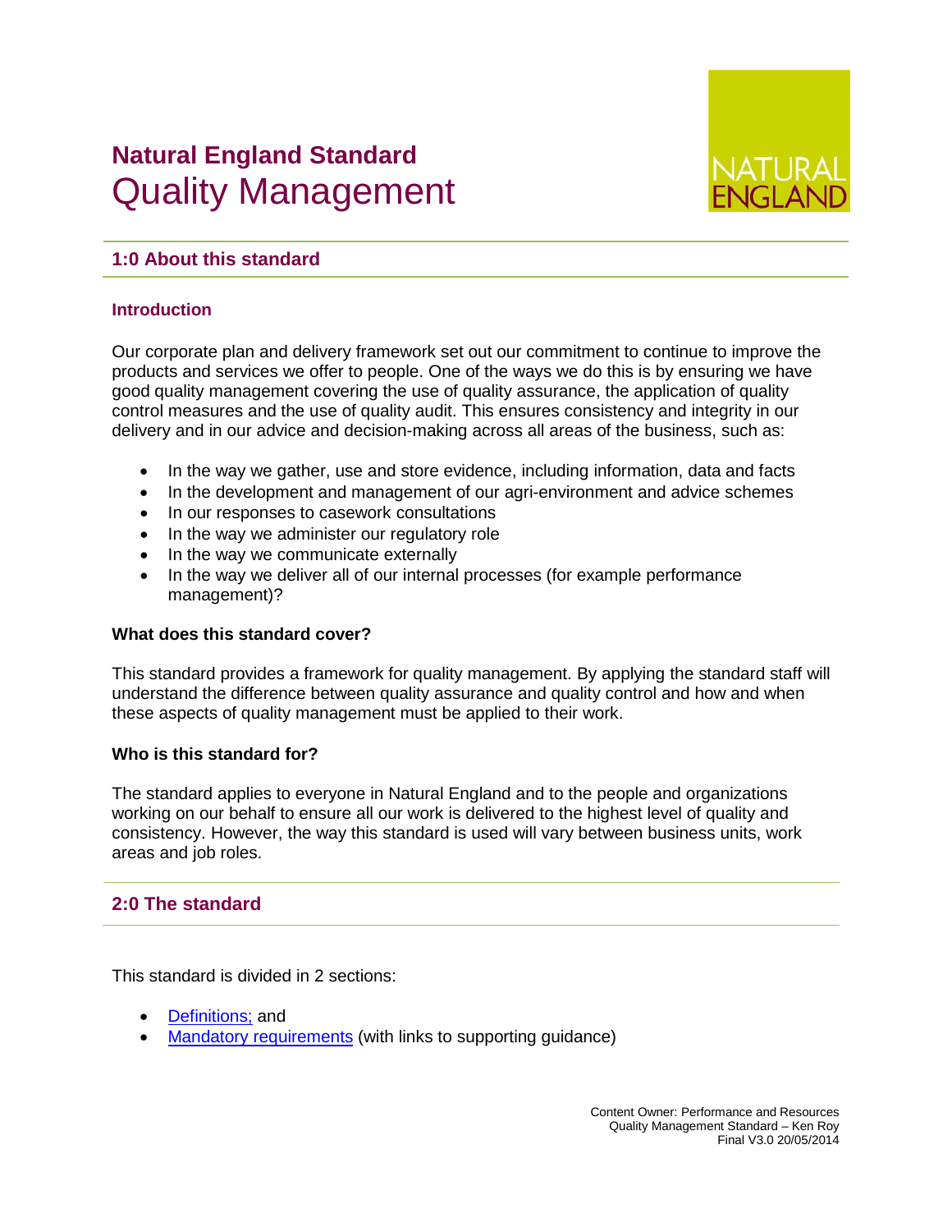# Natural England Standard
# Quality Management

## 1:0 About this standard

### Introduction

Our corporate plan and delivery framework set out our commitment to continue to improve the products and services we offer to people. One of the ways we do this is by ensuring we have good quality management covering the use of quality assurance, the application of quality control measures and the use of quality audit. This ensures consistency and integrity in our delivery and in our advice and decision-making across all areas of the business, such as:

- In the way we gather, use and store evidence, including information, data and facts
- In the development and management of our agri-environment and advice schemes
- In our responses to casework consultations
- In the way we administer our regulatory role
- In the way we communicate externally
- In the way we deliver all of our internal processes (for example performance management)?

**What does this standard cover?**

This standard provides a framework for quality management. By applying the standard staff will understand the difference between quality assurance and quality control and how and when these aspects of quality management must be applied to their work.

**Who is this standard for?**

The standard applies to everyone in Natural England and to the people and organizations working on our behalf to ensure all our work is delivered to the highest level of quality and consistency. However, the way this standard is used will vary between business units, work areas and job roles.

## 2:0 The standard

This standard is divided in 2 sections:

- Definitions; and
- Mandatory requirements (with links to supporting guidance)

Content Owner: Performance and Resources
Quality Management Standard – Ken Roy
Final V3.0 20/05/2014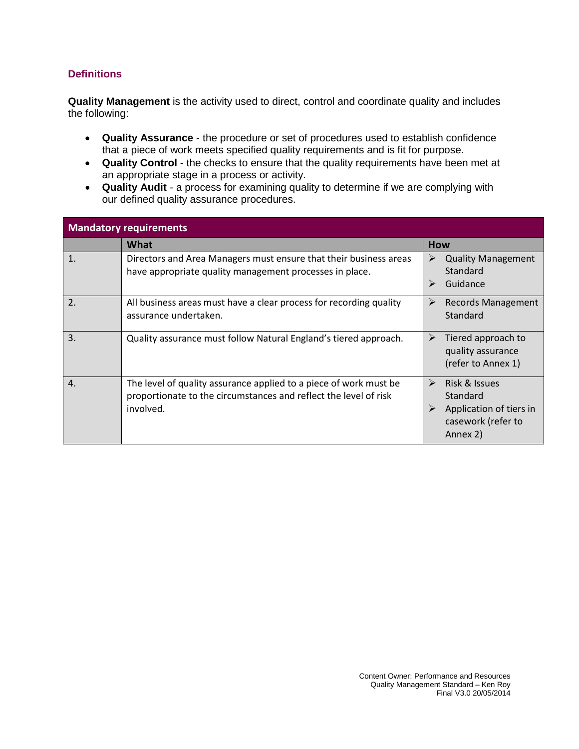## Definitions

**Quality Management** is the activity used to direct, control and coordinate quality and includes the following:

- **Quality Assurance** - the procedure or set of procedures used to establish confidence that a piece of work meets specified quality requirements and is fit for purpose.
- **Quality Control** - the checks to ensure that the quality requirements have been met at an appropriate stage in a process or activity.
- **Quality Audit** - a process for examining quality to determine if we are complying with our defined quality assurance procedures.

| Mandatory requirements | | |
|---|---|---|
| | **What** | **How** |
| 1. | Directors and Area Managers must ensure that their business areas have appropriate quality management processes in place. | ➢ Quality Management Standard<br>➢ Guidance |
| 2. | All business areas must have a clear process for recording quality assurance undertaken. | ➢ Records Management Standard |
| 3. | Quality assurance must follow Natural England's tiered approach. | ➢ Tiered approach to quality assurance (refer to Annex 1) |
| 4. | The level of quality assurance applied to a piece of work must be proportionate to the circumstances and reflect the level of risk involved. | ➢ Risk & Issues Standard<br>➢ Application of tiers in casework (refer to Annex 2) |

Content Owner: Performance and Resources
Quality Management Standard – Ken Roy
Final V3.0 20/05/2014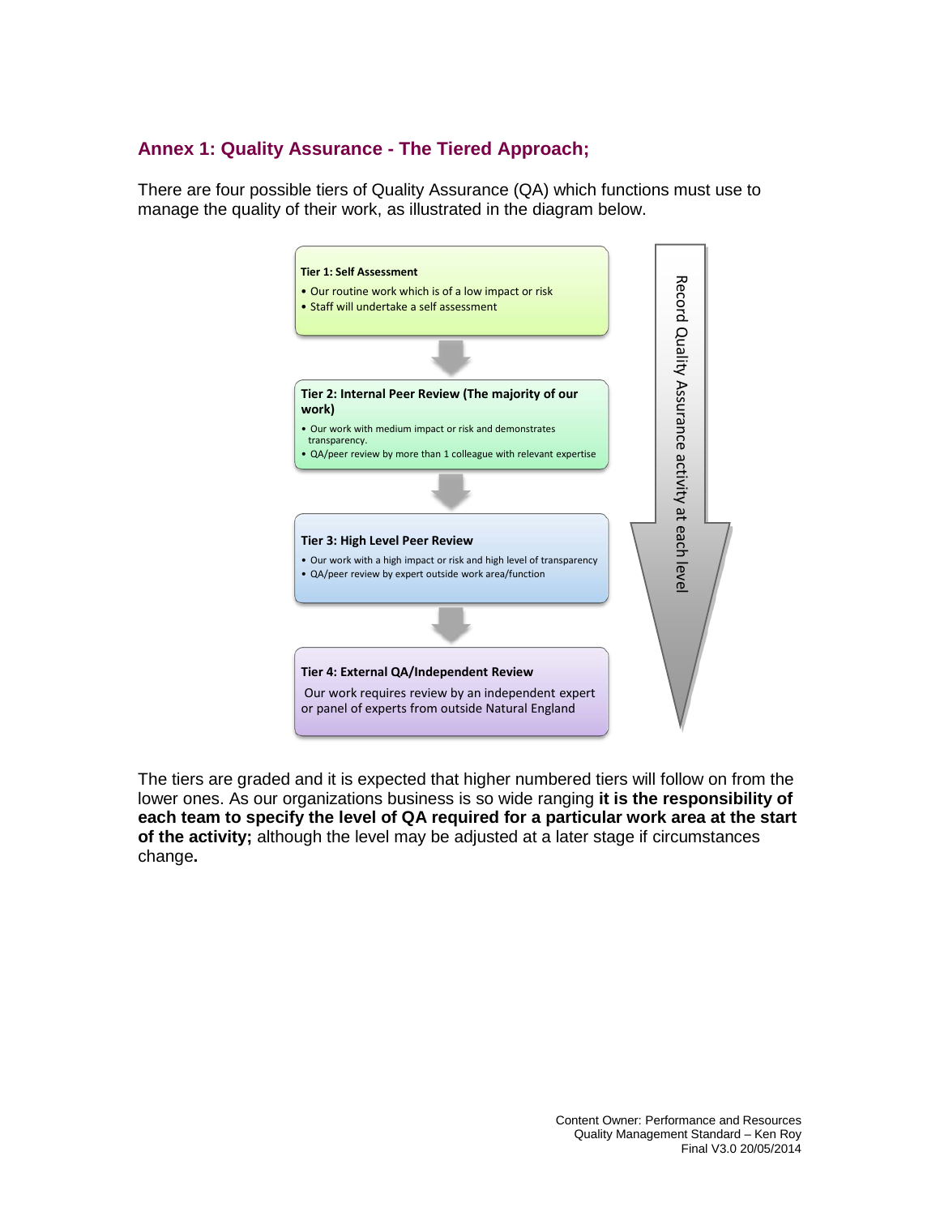## Annex 1: Quality Assurance - The Tiered Approach;

There are four possible tiers of Quality Assurance (QA) which functions must use to manage the quality of their work, as illustrated in the diagram below.

**Tier 1: Self Assessment**

- Our routine work which is of a low impact or risk
- Staff will undertake a self assessment

**Tier 2: Internal Peer Review (The majority of our work)**

- Our work with medium impact or risk and demonstrates transparency.
- QA/peer review by more than 1 colleague with relevant expertise

**Tier 3: High Level Peer Review**

- Our work with a high impact or risk and high level of transparency
- QA/peer review by expert outside work area/function

**Tier 4: External QA/Independent Review**

Our work requires review by an independent expert or panel of experts from outside Natural England

Record Quality Assurance activity at each level

The tiers are graded and it is expected that higher numbered tiers will follow on from the lower ones. As our organizations business is so wide ranging **it is the responsibility of each team to specify the level of QA required for a particular work area at the start of the activity;** although the level may be adjusted at a later stage if circumstances change**.**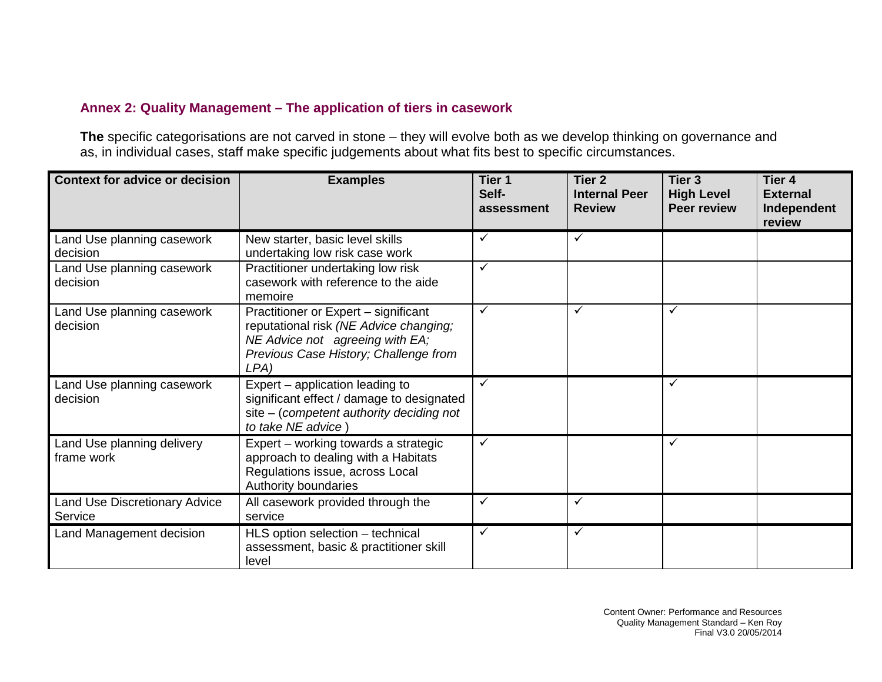## Annex 2: Quality Management – The application of tiers in casework

**The** specific categorisations are not carved in stone – they will evolve both as we develop thinking on governance and as, in individual cases, staff make specific judgements about what fits best to specific circumstances.

| Context for advice or decision | Examples | Tier 1 Self-assessment | Tier 2 Internal Peer Review | Tier 3 High Level Peer review | Tier 4 External Independent review |
|---|---|---|---|---|---|
| Land Use planning casework decision | New starter, basic level skills undertaking low risk case work | ✓ | ✓ | | |
| Land Use planning casework decision | Practitioner undertaking low risk casework with reference to the aide memoire | ✓ | | | |
| Land Use planning casework decision | Practitioner or Expert – significant reputational risk *(NE Advice changing; NE Advice not agreeing with EA; Previous Case History; Challenge from LPA)* | ✓ | ✓ | ✓ | |
| Land Use planning casework decision | Expert – application leading to significant effect / damage to designated site – (*competent authority deciding not to take NE advice* ) | ✓ | | ✓ | |
| Land Use planning delivery frame work | Expert – working towards a strategic approach to dealing with a Habitats Regulations issue, across Local Authority boundaries | ✓ | | ✓ | |
| Land Use Discretionary Advice Service | All casework provided through the service | ✓ | ✓ | | |
| Land Management decision | HLS option selection – technical assessment, basic & practitioner skill level | ✓ | ✓ | | |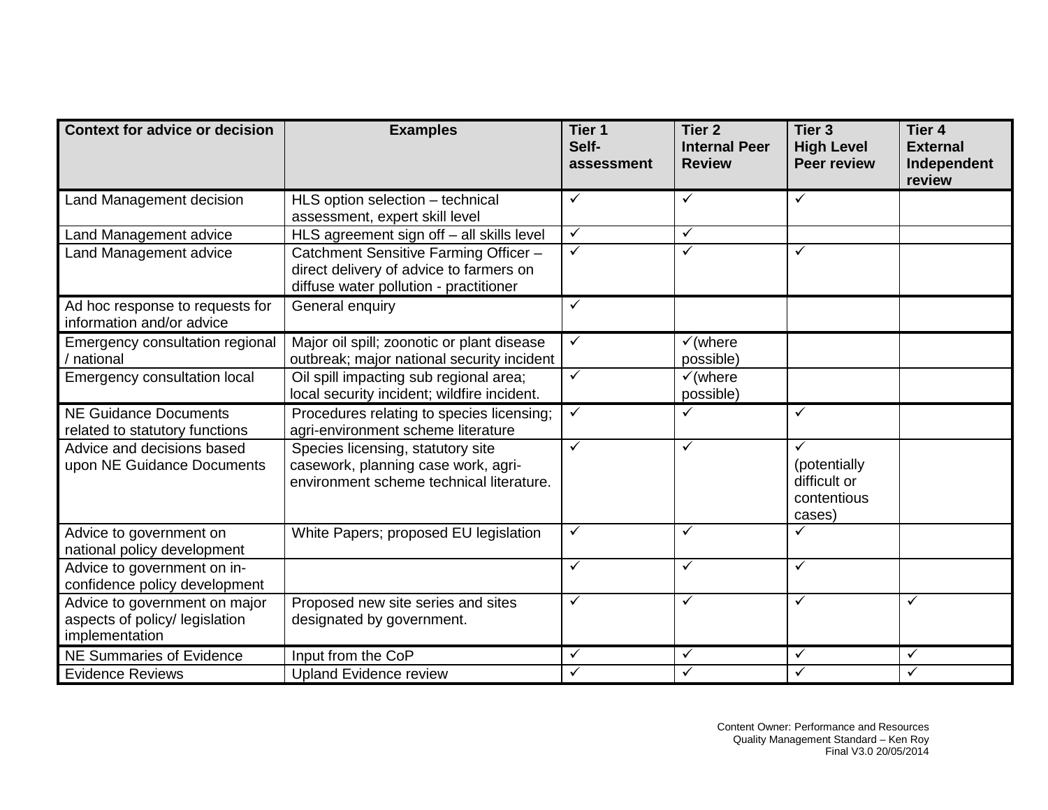| Context for advice or decision | Examples | Tier 1 Self-assessment | Tier 2 Internal Peer Review | Tier 3 High Level Peer review | Tier 4 External Independent review |
|---|---|---|---|---|---|
| Land Management decision | HLS option selection – technical assessment, expert skill level | ✓ | ✓ | ✓ | |
| Land Management advice | HLS agreement sign off – all skills level | ✓ | ✓ | | |
| Land Management advice | Catchment Sensitive Farming Officer – direct delivery of advice to farmers on diffuse water pollution - practitioner | ✓ | ✓ | ✓ | |
| Ad hoc response to requests for information and/or advice | General enquiry | ✓ | | | |
| Emergency consultation regional / national | Major oil spill; zoonotic or plant disease outbreak; major national security incident | ✓ | ✓(where possible) | | |
| Emergency consultation local | Oil spill impacting sub regional area; local security incident; wildfire incident. | ✓ | ✓(where possible) | | |
| NE Guidance Documents related to statutory functions | Procedures relating to species licensing; agri-environment scheme literature | ✓ | ✓ | ✓ | |
| Advice and decisions based upon NE Guidance Documents | Species licensing, statutory site casework, planning case work, agri-environment scheme technical literature. | ✓ | ✓ | ✓ (potentially difficult or contentious cases) | |
| Advice to government on national policy development | White Papers; proposed EU legislation | ✓ | ✓ | ✓ | |
| Advice to government on in-confidence policy development | | ✓ | ✓ | ✓ | |
| Advice to government on major aspects of policy/ legislation implementation | Proposed new site series and sites designated by government. | ✓ | ✓ | ✓ | ✓ |
| NE Summaries of Evidence | Input from the CoP | ✓ | ✓ | ✓ | ✓ |
| Evidence Reviews | Upland Evidence review | ✓ | ✓ | ✓ | ✓ |

Content Owner: Performance and Resources
Quality Management Standard – Ken Roy
Final V3.0 20/05/2014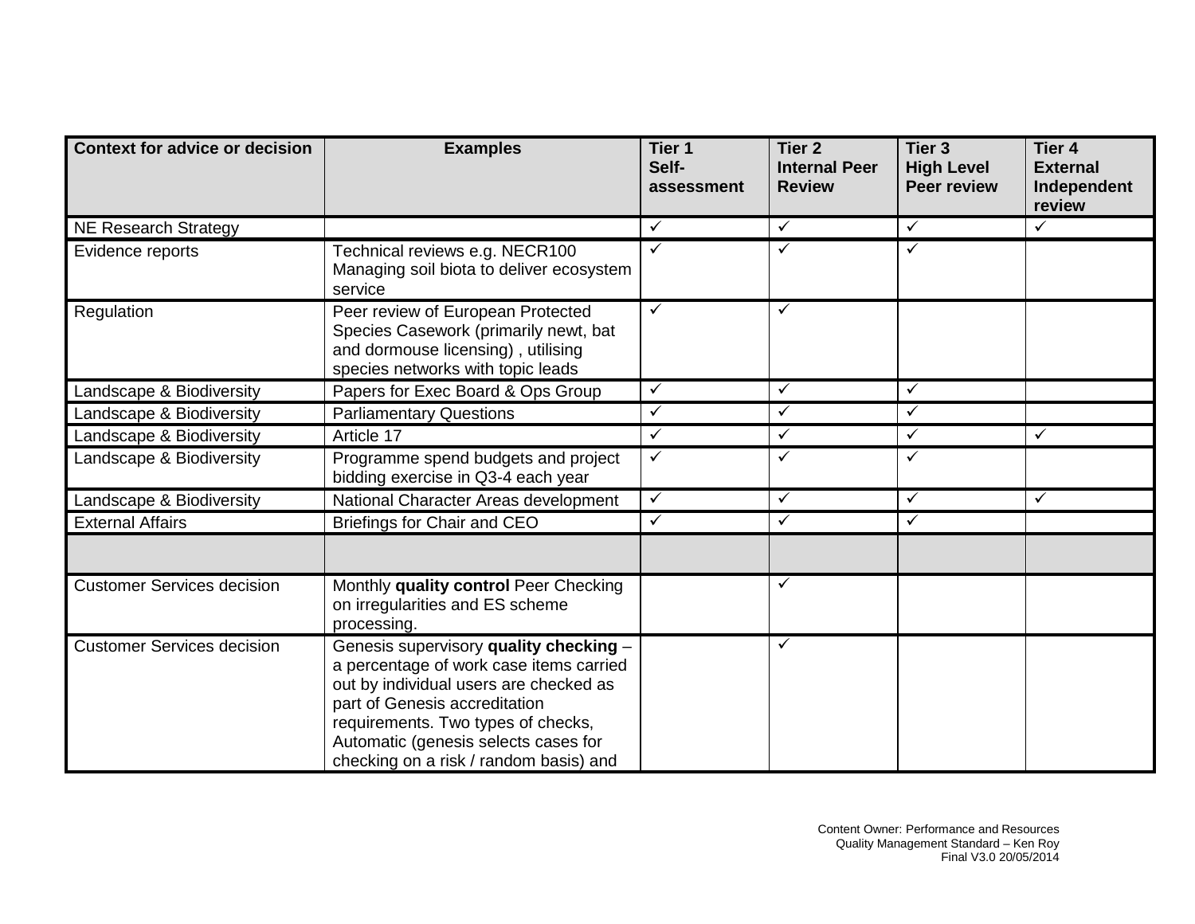| Context for advice or decision | Examples | Tier 1 Self-assessment | Tier 2 Internal Peer Review | Tier 3 High Level Peer review | Tier 4 External Independent review |
|---|---|---|---|---|---|
| NE Research Strategy | | ✓ | ✓ | ✓ | ✓ |
| Evidence reports | Technical reviews e.g. NECR100 Managing soil biota to deliver ecosystem service | ✓ | ✓ | ✓ | |
| Regulation | Peer review of European Protected Species Casework (primarily newt, bat and dormouse licensing) , utilising species networks with topic leads | ✓ | ✓ | | |
| Landscape & Biodiversity | Papers for Exec Board & Ops Group | ✓ | ✓ | ✓ | |
| Landscape & Biodiversity | Parliamentary Questions | ✓ | ✓ | ✓ | |
| Landscape & Biodiversity | Article 17 | ✓ | ✓ | ✓ | ✓ |
| Landscape & Biodiversity | Programme spend budgets and project bidding exercise in Q3-4 each year | ✓ | ✓ | ✓ | |
| Landscape & Biodiversity | National Character Areas development | ✓ | ✓ | ✓ | ✓ |
| External Affairs | Briefings for Chair and CEO | ✓ | ✓ | ✓ | |
| | | | | | |
| Customer Services decision | Monthly **quality control** Peer Checking on irregularities and ES scheme processing. | | ✓ | | |
| Customer Services decision | Genesis supervisory **quality checking** – a percentage of work case items carried out by individual users are checked as part of Genesis accreditation requirements. Two types of checks, Automatic (genesis selects cases for checking on a risk / random basis) and | | ✓ | | |

Content Owner: Performance and Resources
Quality Management Standard – Ken Roy
Final V3.0 20/05/2014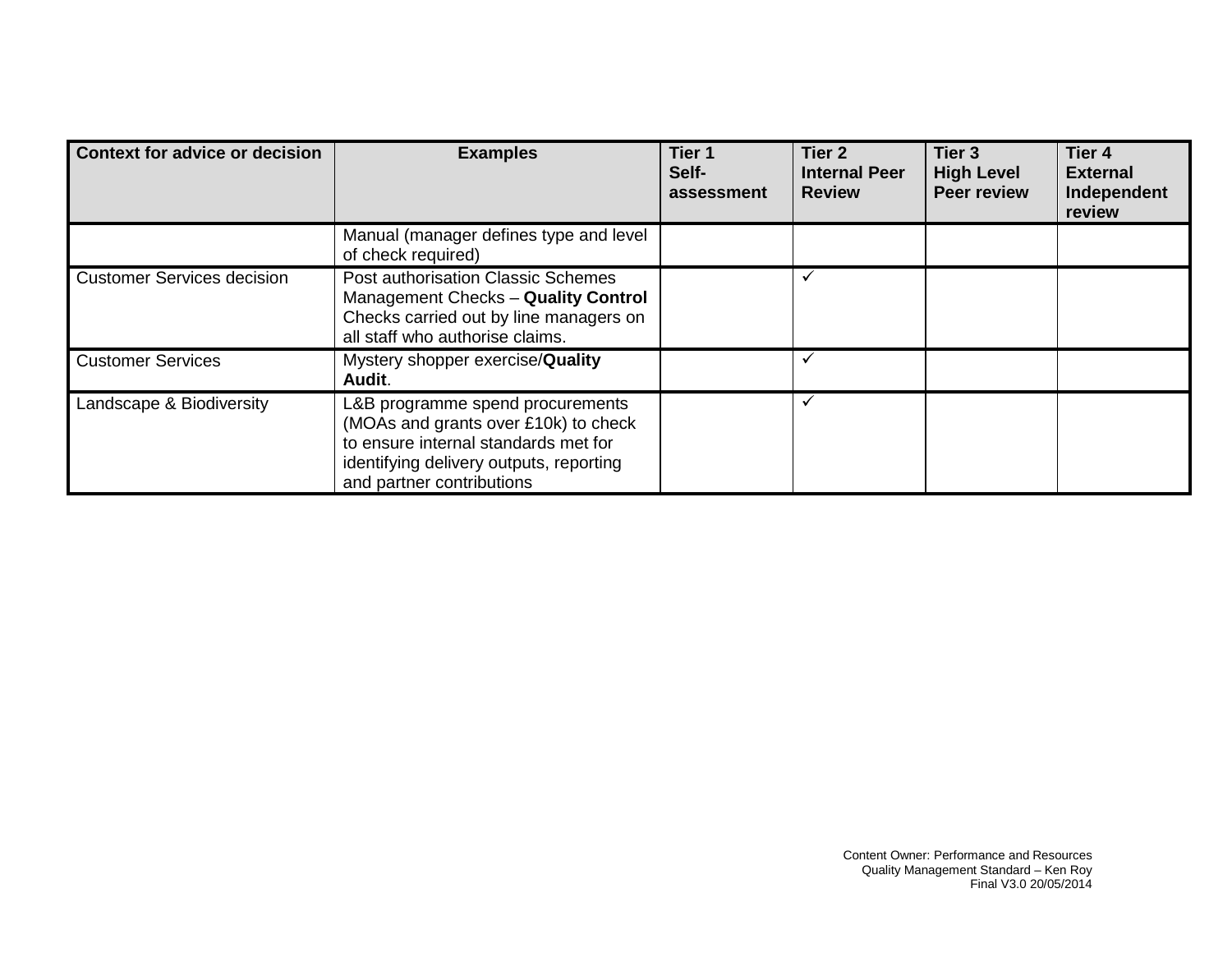| Context for advice or decision | Examples | Tier 1 Self-assessment | Tier 2 Internal Peer Review | Tier 3 High Level Peer review | Tier 4 External Independent review |
|---|---|---|---|---|---|
| | Manual (manager defines type and level of check required) | | | | |
| Customer Services decision | Post authorisation Classic Schemes Management Checks – **Quality Control** Checks carried out by line managers on all staff who authorise claims. | | ✓ | | |
| Customer Services | Mystery shopper exercise/**Quality Audit**. | | ✓ | | |
| Landscape & Biodiversity | L&B programme spend procurements (MOAs and grants over £10k) to check to ensure internal standards met for identifying delivery outputs, reporting and partner contributions | | ✓ | | |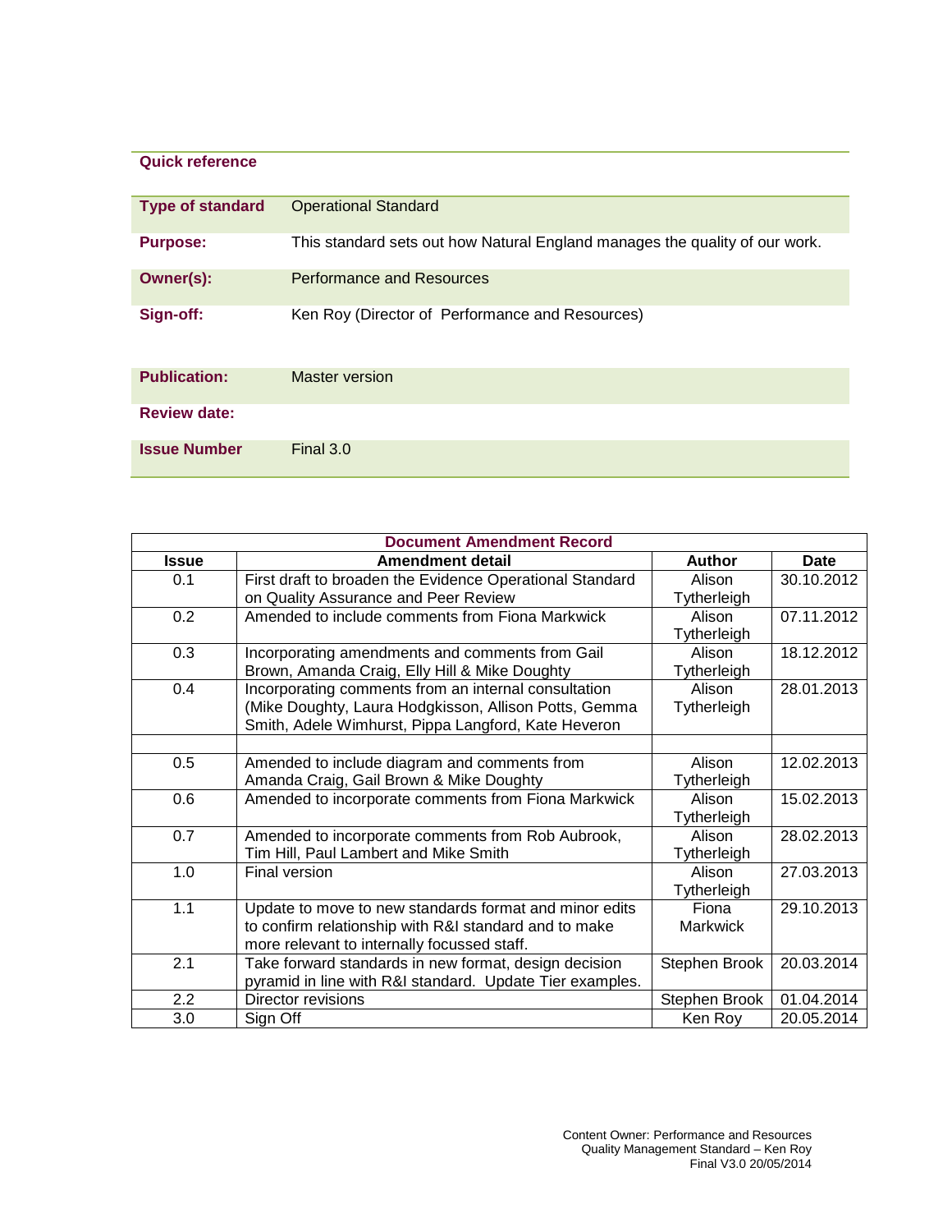**Quick reference**

| | |
|---|---|
| **Type of standard** | Operational Standard |
| **Purpose:** | This standard sets out how Natural England manages the quality of our work. |
| **Owner(s):** | Performance and Resources |
| **Sign-off:** | Ken Roy (Director of Performance and Resources) |
| **Publication:** | Master version |
| **Review date:** | |
| **Issue Number** | Final 3.0 |

**Document Amendment Record**

| Issue | Amendment detail | Author | Date |
|---|---|---|---|
| 0.1 | First draft to broaden the Evidence Operational Standard on Quality Assurance and Peer Review | Alison Tytherleigh | 30.10.2012 |
| 0.2 | Amended to include comments from Fiona Markwick | Alison Tytherleigh | 07.11.2012 |
| 0.3 | Incorporating amendments and comments from Gail Brown, Amanda Craig, Elly Hill & Mike Doughty | Alison Tytherleigh | 18.12.2012 |
| 0.4 | Incorporating comments from an internal consultation (Mike Doughty, Laura Hodgkisson, Allison Potts, Gemma Smith, Adele Wimhurst, Pippa Langford, Kate Heveron | Alison Tytherleigh | 28.01.2013 |
| | | | |
| 0.5 | Amended to include diagram and comments from Amanda Craig, Gail Brown & Mike Doughty | Alison Tytherleigh | 12.02.2013 |
| 0.6 | Amended to incorporate comments from Fiona Markwick | Alison Tytherleigh | 15.02.2013 |
| 0.7 | Amended to incorporate comments from Rob Aubrook, Tim Hill, Paul Lambert and Mike Smith | Alison Tytherleigh | 28.02.2013 |
| 1.0 | Final version | Alison Tytherleigh | 27.03.2013 |
| 1.1 | Update to move to new standards format and minor edits to confirm relationship with R&I standard and to make more relevant to internally focussed staff. | Fiona Markwick | 29.10.2013 |
| 2.1 | Take forward standards in new format, design decision pyramid in line with R&I standard. Update Tier examples. | Stephen Brook | 20.03.2014 |
| 2.2 | Director revisions | Stephen Brook | 01.04.2014 |
| 3.0 | Sign Off | Ken Roy | 20.05.2014 |